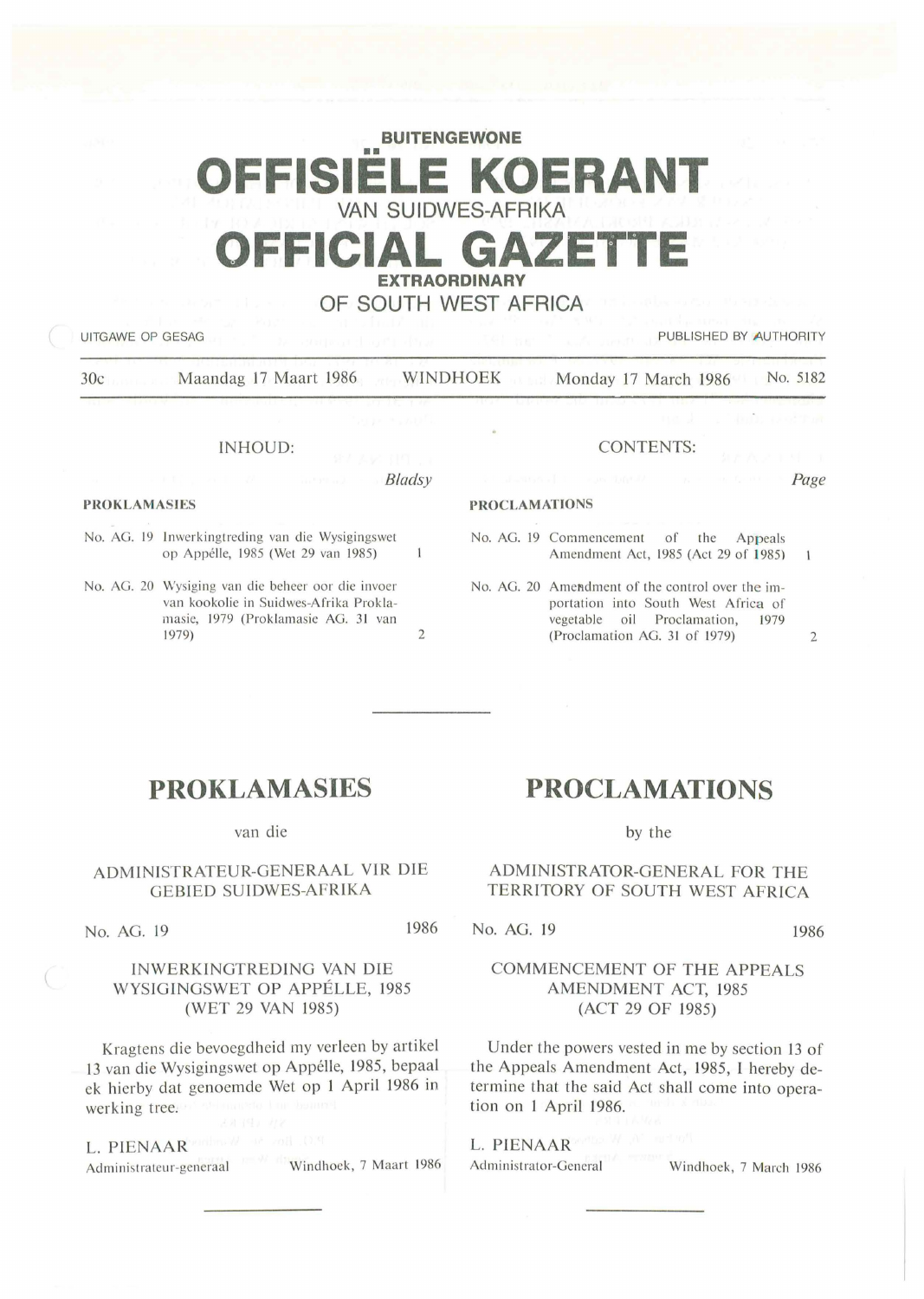**BUITENGEWONE**

# OFFISIËLE KOERANT

VAN SUIDWES-AFRIKA

# OFFICIAL GAZETTE

**EXTRAORDINARY**

OF SOUTH WEST AFRICA

UITGAWE OP GESAG — PUBLISHED BY AUTHORITY

30c — Maandag 17 Maart 1986 — WINDHOEK — Monday 17 March 1986 — No. 5182

## INHOUD:

| | | Bladsy |
|---|---|---|
| **PROKLAMASIES** | | |
| No. AG. 19 | Inwerkingtreding van die Wysigingswet op Appélle, 1985 (Wet 29 van 1985) | 1 |
| No. AG. 20 | Wysiging van die beheer oor die invoer van kookolie in Suidwes-Afrika Proklamasie, 1979 (Proklamasie AG. 31 van 1979) | 2 |

## CONTENTS:

| | | Page |
|---|---|---|
| **PROCLAMATIONS** | | |
| No. AG. 19 | Commencement of the Appeals Amendment Act, 1985 (Act 29 of 1985) | 1 |
| No. AG. 20 | Amendment of the control over the importation into South West Africa of vegetable oil Proclamation, 1979 (Proclamation AG. 31 of 1979) | 2 |

# PROKLAMASIES

van die

## ADMINISTRATEUR-GENERAAL VIR DIE GEBIED SUIDWES-AFRIKA

No. AG. 19 — 1986

### INWERKINGTREDING VAN DIE WYSIGINGSWET OP APPÉLLE, 1985 (WET 29 VAN 1985)

Kragtens die bevoegdheid my verleen by artikel 13 van die Wysigingswet op Appélle, 1985, bepaal ek hierby dat genoemde Wet op 1 April 1986 in werking tree.

L. PIENAAR
Administrateur-generaal — Windhoek, 7 Maart 1986

# PROCLAMATIONS

by the

## ADMINISTRATOR-GENERAL FOR THE TERRITORY OF SOUTH WEST AFRICA

No. AG. 19 — 1986

### COMMENCEMENT OF THE APPEALS AMENDMENT ACT, 1985 (ACT 29 OF 1985)

Under the powers vested in me by section 13 of the Appeals Amendment Act, 1985, I hereby determine that the said Act shall come into operation on 1 April 1986.

L. PIENAAR
Administrator-General — Windhoek, 7 March 1986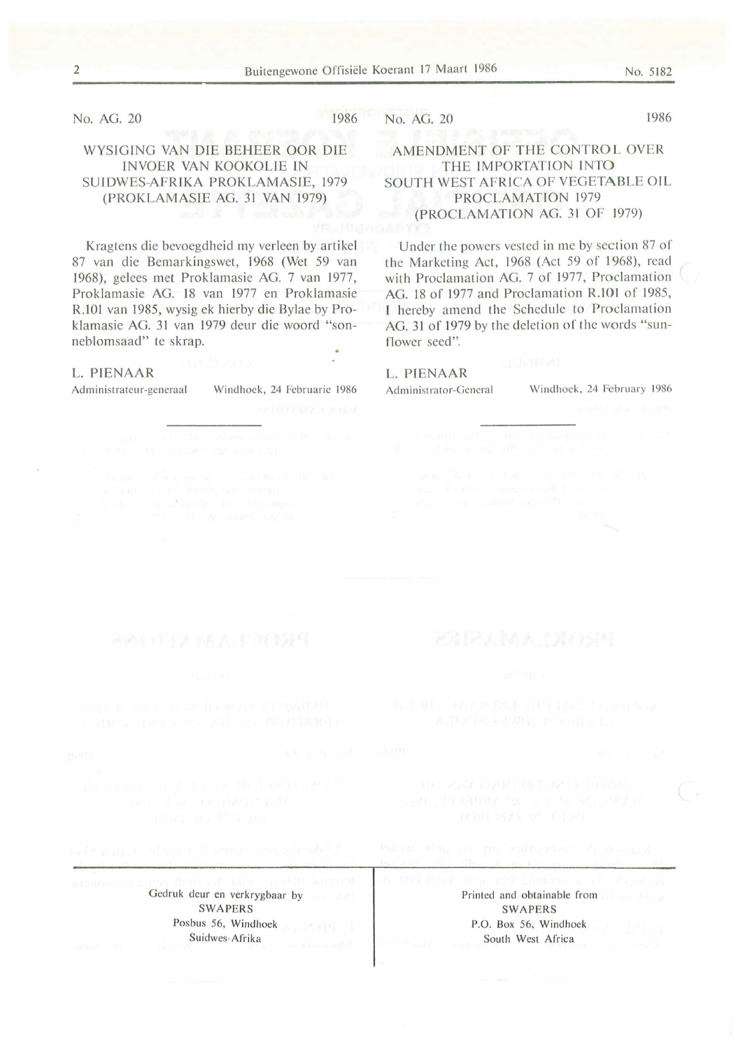No. AG. 20 1986

## WYSIGING VAN DIE BEHEER OOR DIE INVOER VAN KOOKOLIE IN SUIDWES-AFRIKA PROKLAMASIE, 1979 (PROKLAMASIE AG. 31 VAN 1979)

Kragtens die bevoegdheid my verleen by artikel 87 van die Bemarkingswet, 1968 (Wet 59 van 1968), gelees met Proklamasie AG. 7 van 1977, Proklamasie AG. 18 van 1977 en Proklamasie R.101 van 1985, wysig ek hierby die Bylae by Proklamasie AG. 31 van 1979 deur die woord "sonneblomsaad" te skrap.

L. PIENAAR
Administrateur-generaal

Windhoek, 24 Februarie 1986

No. AG. 20 1986

## AMENDMENT OF THE CONTROL OVER THE IMPORTATION INTO SOUTH WEST AFRICA OF VEGETABLE OIL PROCLAMATION 1979 (PROCLAMATION AG. 31 OF 1979)

Under the powers vested in me by section 87 of the Marketing Act, 1968 (Act 59 of 1968), read with Proclamation AG. 7 of 1977, Proclamation AG. 18 of 1977 and Proclamation R.101 of 1985, I hereby amend the Schedule to Proclamation AG. 31 of 1979 by the deletion of the words "sunflower seed".

L. PIENAAR
Administrator-General

Windhoek, 24 February 1986

---

Gedruk deur en verkrygbaar by
SWAPERS
Posbus 56, Windhoek
Suidwes-Afrika

Printed and obtainable from
SWAPERS
P.O. Box 56, Windhoek
South West Africa